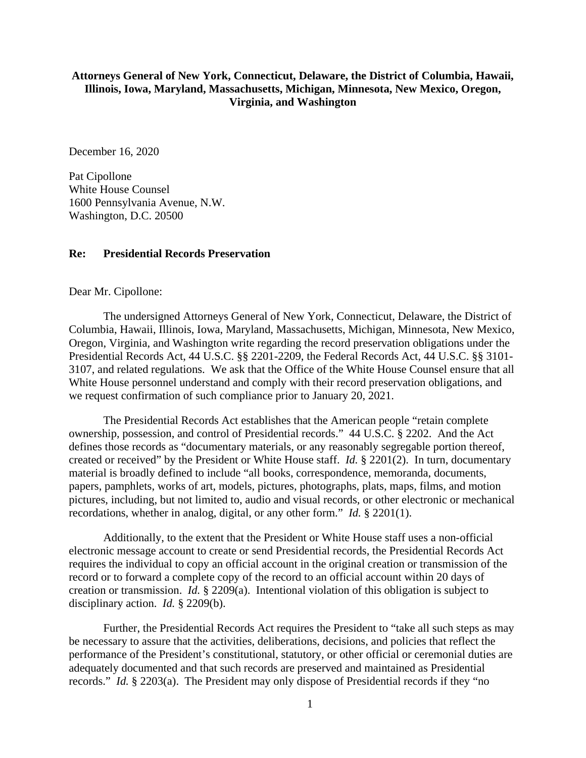**Attorneys General of New York, Connecticut, Delaware, the District of Columbia, Hawaii, Illinois, Iowa, Maryland, Massachusetts, Michigan, Minnesota, New Mexico, Oregon, Virginia, and Washington**

December 16, 2020

Pat Cipollone
White House Counsel
1600 Pennsylvania Avenue, N.W.
Washington, D.C. 20500

**Re: Presidential Records Preservation**

Dear Mr. Cipollone:

The undersigned Attorneys General of New York, Connecticut, Delaware, the District of Columbia, Hawaii, Illinois, Iowa, Maryland, Massachusetts, Michigan, Minnesota, New Mexico, Oregon, Virginia, and Washington write regarding the record preservation obligations under the Presidential Records Act, 44 U.S.C. §§ 2201-2209, the Federal Records Act, 44 U.S.C. §§ 3101-3107, and related regulations. We ask that the Office of the White House Counsel ensure that all White House personnel understand and comply with their record preservation obligations, and we request confirmation of such compliance prior to January 20, 2021.

The Presidential Records Act establishes that the American people "retain complete ownership, possession, and control of Presidential records." 44 U.S.C. § 2202. And the Act defines those records as "documentary materials, or any reasonably segregable portion thereof, created or received" by the President or White House staff. *Id.* § 2201(2). In turn, documentary material is broadly defined to include "all books, correspondence, memoranda, documents, papers, pamphlets, works of art, models, pictures, photographs, plats, maps, films, and motion pictures, including, but not limited to, audio and visual records, or other electronic or mechanical recordations, whether in analog, digital, or any other form." *Id.* § 2201(1).

Additionally, to the extent that the President or White House staff uses a non-official electronic message account to create or send Presidential records, the Presidential Records Act requires the individual to copy an official account in the original creation or transmission of the record or to forward a complete copy of the record to an official account within 20 days of creation or transmission. *Id.* § 2209(a). Intentional violation of this obligation is subject to disciplinary action. *Id.* § 2209(b).

Further, the Presidential Records Act requires the President to "take all such steps as may be necessary to assure that the activities, deliberations, decisions, and policies that reflect the performance of the President's constitutional, statutory, or other official or ceremonial duties are adequately documented and that such records are preserved and maintained as Presidential records." *Id.* § 2203(a). The President may only dispose of Presidential records if they "no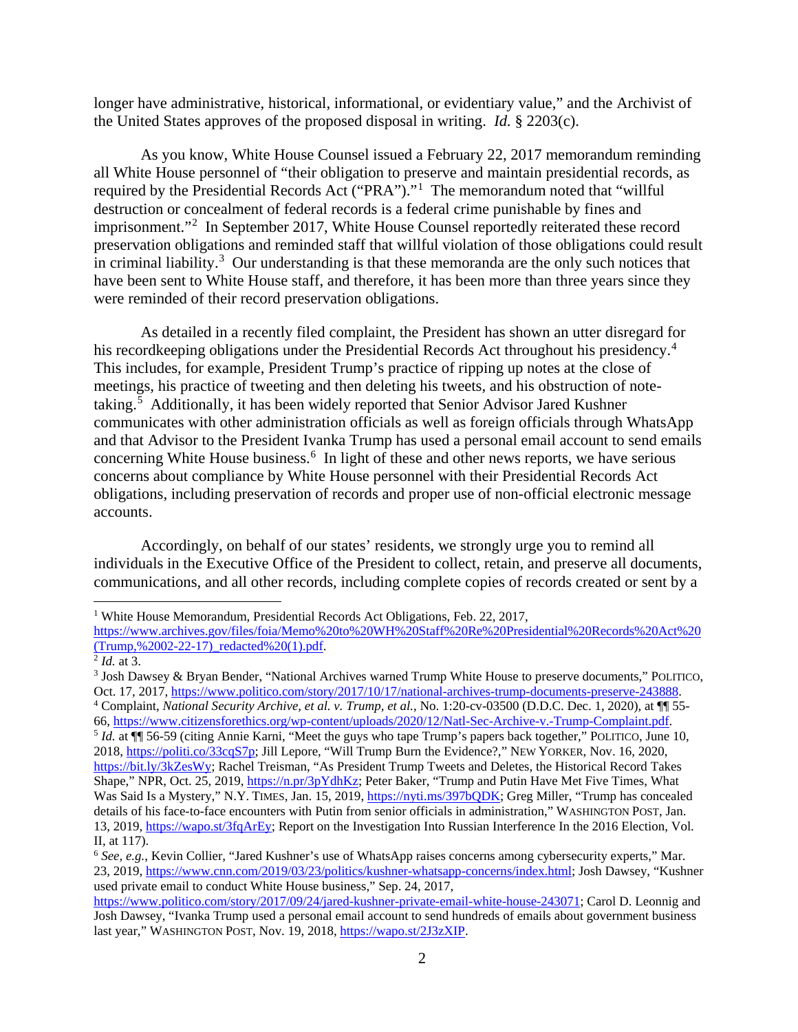longer have administrative, historical, informational, or evidentiary value," and the Archivist of the United States approves of the proposed disposal in writing. *Id.* § 2203(c).

As you know, White House Counsel issued a February 22, 2017 memorandum reminding all White House personnel of "their obligation to preserve and maintain presidential records, as required by the Presidential Records Act ("PRA")."[1] The memorandum noted that "willful destruction or concealment of federal records is a federal crime punishable by fines and imprisonment."[2] In September 2017, White House Counsel reportedly reiterated these record preservation obligations and reminded staff that willful violation of those obligations could result in criminal liability.[3] Our understanding is that these memoranda are the only such notices that have been sent to White House staff, and therefore, it has been more than three years since they were reminded of their record preservation obligations.

As detailed in a recently filed complaint, the President has shown an utter disregard for his recordkeeping obligations under the Presidential Records Act throughout his presidency.[4] This includes, for example, President Trump's practice of ripping up notes at the close of meetings, his practice of tweeting and then deleting his tweets, and his obstruction of note-taking.[5] Additionally, it has been widely reported that Senior Advisor Jared Kushner communicates with other administration officials as well as foreign officials through WhatsApp and that Advisor to the President Ivanka Trump has used a personal email account to send emails concerning White House business.[6] In light of these and other news reports, we have serious concerns about compliance by White House personnel with their Presidential Records Act obligations, including preservation of records and proper use of non-official electronic message accounts.

Accordingly, on behalf of our states' residents, we strongly urge you to remind all individuals in the Executive Office of the President to collect, retain, and preserve all documents, communications, and all other records, including complete copies of records created or sent by a

---

[1] White House Memorandum, Presidential Records Act Obligations, Feb. 22, 2017, https://www.archives.gov/files/foia/Memo%20to%20WH%20Staff%20Re%20Presidential%20Records%20Act%20(Trump,%2002-22-17)_redacted%20(1).pdf.

[2] *Id.* at 3.

[3] Josh Dawsey & Bryan Bender, "National Archives warned Trump White House to preserve documents," POLITICO, Oct. 17, 2017, https://www.politico.com/story/2017/10/17/national-archives-trump-documents-preserve-243888.

[4] Complaint, *National Security Archive, et al. v. Trump, et al.*, No. 1:20-cv-03500 (D.D.C. Dec. 1, 2020), at ¶¶ 55-66, https://www.citizensforethics.org/wp-content/uploads/2020/12/Natl-Sec-Archive-v.-Trump-Complaint.pdf.

[5] *Id.* at ¶¶ 56-59 (citing Annie Karni, "Meet the guys who tape Trump's papers back together," POLITICO, June 10, 2018, https://politi.co/33cqS7p; Jill Lepore, "Will Trump Burn the Evidence?," NEW YORKER, Nov. 16, 2020, https://bit.ly/3kZesWy; Rachel Treisman, "As President Trump Tweets and Deletes, the Historical Record Takes Shape," NPR, Oct. 25, 2019, https://n.pr/3pYdhKz; Peter Baker, "Trump and Putin Have Met Five Times, What Was Said Is a Mystery," N.Y. TIMES, Jan. 15, 2019, https://nyti.ms/397bQDK; Greg Miller, "Trump has concealed details of his face-to-face encounters with Putin from senior officials in administration," WASHINGTON POST, Jan. 13, 2019, https://wapo.st/3fqArEy; Report on the Investigation Into Russian Interference In the 2016 Election, Vol. II, at 117).

[6] *See, e.g.*, Kevin Collier, "Jared Kushner's use of WhatsApp raises concerns among cybersecurity experts," Mar. 23, 2019, https://www.cnn.com/2019/03/23/politics/kushner-whatsapp-concerns/index.html; Josh Dawsey, "Kushner used private email to conduct White House business," Sep. 24, 2017, https://www.politico.com/story/2017/09/24/jared-kushner-private-email-white-house-243071; Carol D. Leonnig and Josh Dawsey, "Ivanka Trump used a personal email account to send hundreds of emails about government business last year," WASHINGTON POST, Nov. 19, 2018, https://wapo.st/2J3zXIP.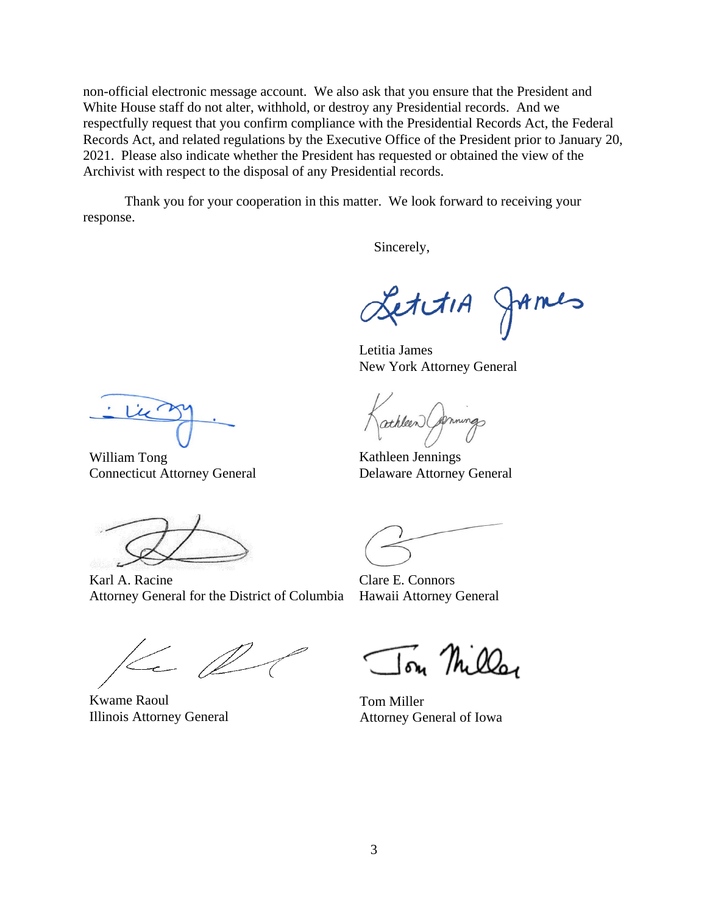non-official electronic message account. We also ask that you ensure that the President and White House staff do not alter, withhold, or destroy any Presidential records. And we respectfully request that you confirm compliance with the Presidential Records Act, the Federal Records Act, and related regulations by the Executive Office of the President prior to January 20, 2021. Please also indicate whether the President has requested or obtained the view of the Archivist with respect to the disposal of any Presidential records.

Thank you for your cooperation in this matter. We look forward to receiving your response.

Sincerely,

Letitia James
New York Attorney General

William Tong
Connecticut Attorney General

Kathleen Jennings
Delaware Attorney General

Karl A. Racine
Attorney General for the District of Columbia

Clare E. Connors
Hawaii Attorney General

Kwame Raoul
Illinois Attorney General

Tom Miller
Attorney General of Iowa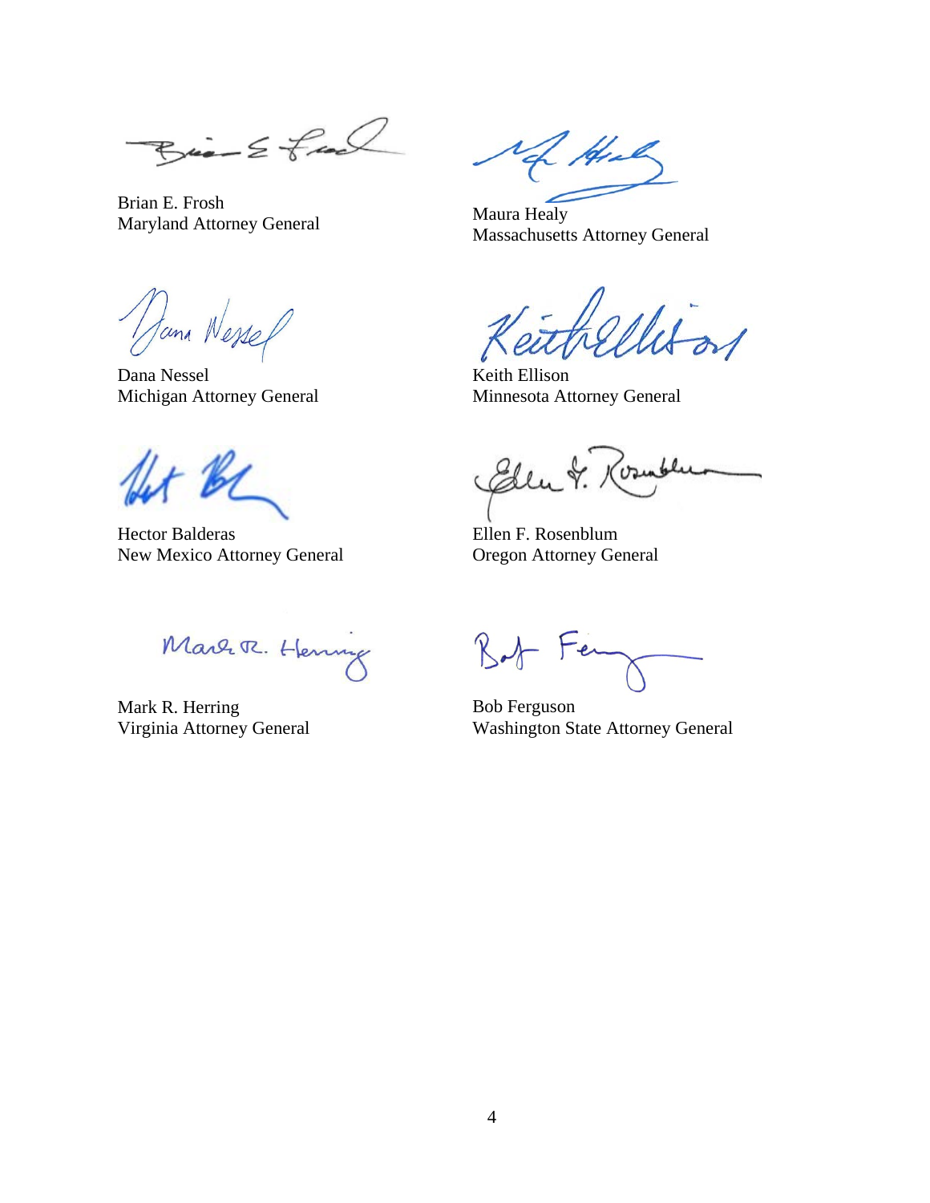Brian E. Frosh
Maryland Attorney General

Maura Healy
Massachusetts Attorney General

Dana Nessel
Michigan Attorney General

Keith Ellison
Minnesota Attorney General

Hector Balderas
New Mexico Attorney General

Ellen F. Rosenblum
Oregon Attorney General

Mark R. Herring
Virginia Attorney General

Bob Ferguson
Washington State Attorney General